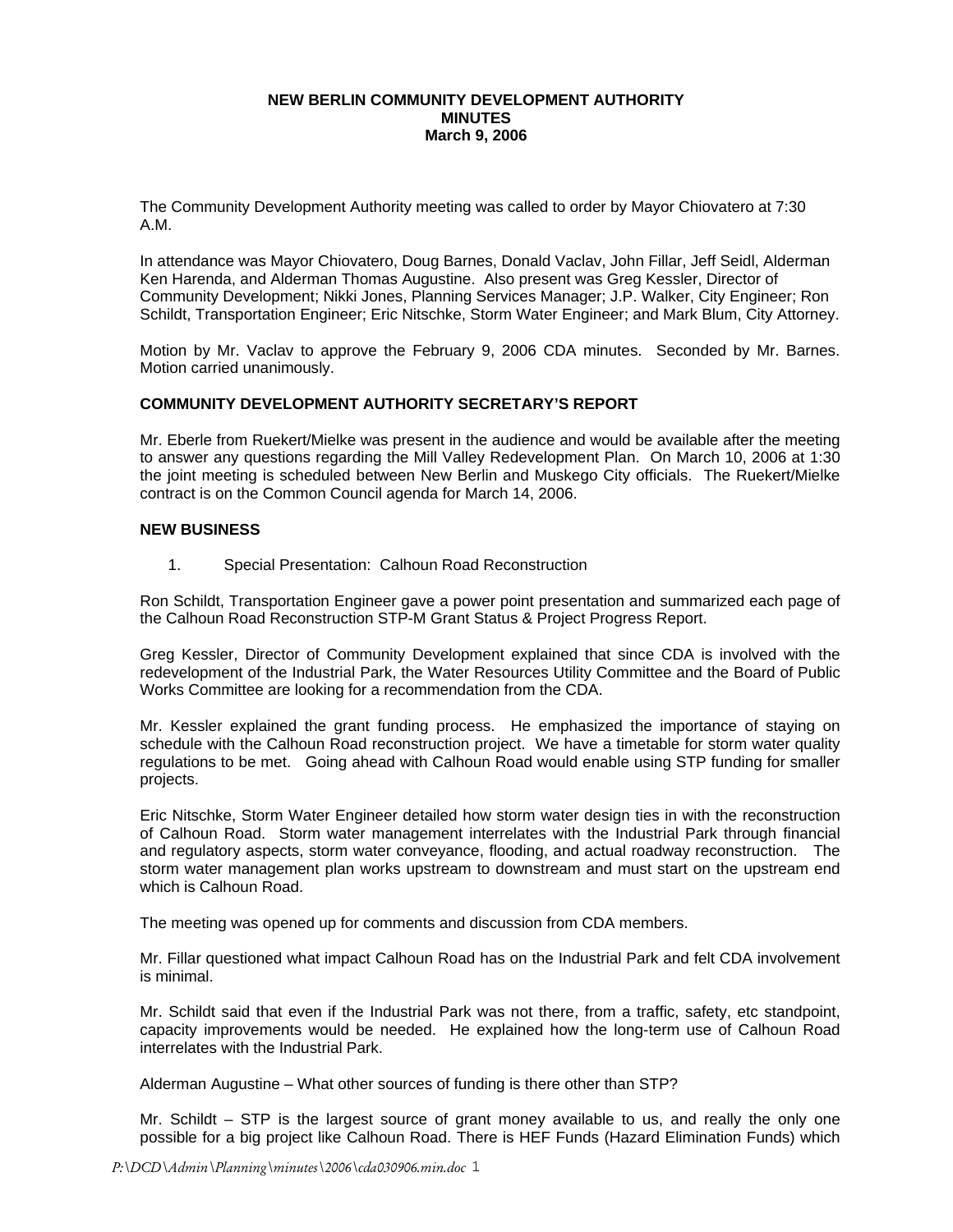**NEW BERLIN COMMUNITY DEVELOPMENT AUTHORITY**
**MINUTES**
**March 9, 2006**

The Community Development Authority meeting was called to order by Mayor Chiovatero at 7:30 A.M.

In attendance was Mayor Chiovatero, Doug Barnes, Donald Vaclav, John Fillar, Jeff Seidl, Alderman Ken Harenda, and Alderman Thomas Augustine. Also present was Greg Kessler, Director of Community Development; Nikki Jones, Planning Services Manager; J.P. Walker, City Engineer; Ron Schildt, Transportation Engineer; Eric Nitschke, Storm Water Engineer; and Mark Blum, City Attorney.

Motion by Mr. Vaclav to approve the February 9, 2006 CDA minutes. Seconded by Mr. Barnes. Motion carried unanimously.

**COMMUNITY DEVELOPMENT AUTHORITY SECRETARY'S REPORT**

Mr. Eberle from Ruekert/Mielke was present in the audience and would be available after the meeting to answer any questions regarding the Mill Valley Redevelopment Plan. On March 10, 2006 at 1:30 the joint meeting is scheduled between New Berlin and Muskego City officials. The Ruekert/Mielke contract is on the Common Council agenda for March 14, 2006.

**NEW BUSINESS**

1. Special Presentation: Calhoun Road Reconstruction

Ron Schildt, Transportation Engineer gave a power point presentation and summarized each page of the Calhoun Road Reconstruction STP-M Grant Status & Project Progress Report.

Greg Kessler, Director of Community Development explained that since CDA is involved with the redevelopment of the Industrial Park, the Water Resources Utility Committee and the Board of Public Works Committee are looking for a recommendation from the CDA.

Mr. Kessler explained the grant funding process. He emphasized the importance of staying on schedule with the Calhoun Road reconstruction project. We have a timetable for storm water quality regulations to be met. Going ahead with Calhoun Road would enable using STP funding for smaller projects.

Eric Nitschke, Storm Water Engineer detailed how storm water design ties in with the reconstruction of Calhoun Road. Storm water management interrelates with the Industrial Park through financial and regulatory aspects, storm water conveyance, flooding, and actual roadway reconstruction. The storm water management plan works upstream to downstream and must start on the upstream end which is Calhoun Road.

The meeting was opened up for comments and discussion from CDA members.

Mr. Fillar questioned what impact Calhoun Road has on the Industrial Park and felt CDA involvement is minimal.

Mr. Schildt said that even if the Industrial Park was not there, from a traffic, safety, etc standpoint, capacity improvements would be needed. He explained how the long-term use of Calhoun Road interrelates with the Industrial Park.

Alderman Augustine – What other sources of funding is there other than STP?

Mr. Schildt – STP is the largest source of grant money available to us, and really the only one possible for a big project like Calhoun Road. There is HEF Funds (Hazard Elimination Funds) which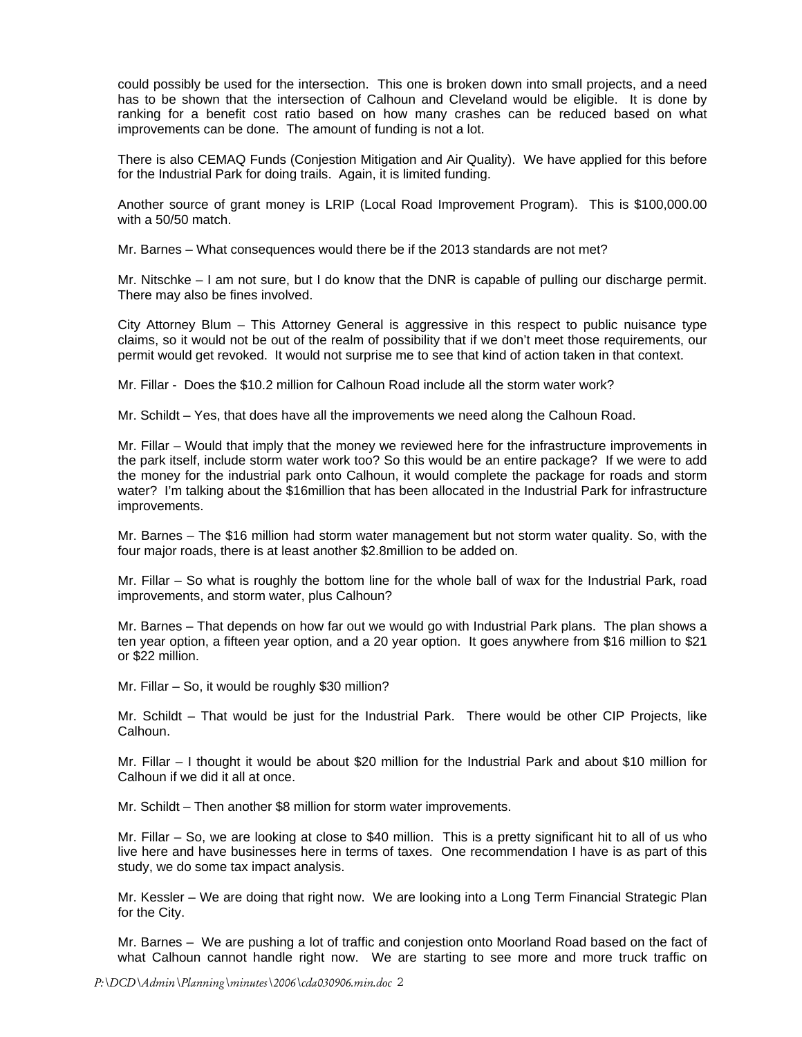could possibly be used for the intersection. This one is broken down into small projects, and a need has to be shown that the intersection of Calhoun and Cleveland would be eligible. It is done by ranking for a benefit cost ratio based on how many crashes can be reduced based on what improvements can be done. The amount of funding is not a lot.

There is also CEMAQ Funds (Conjestion Mitigation and Air Quality). We have applied for this before for the Industrial Park for doing trails. Again, it is limited funding.

Another source of grant money is LRIP (Local Road Improvement Program). This is $100,000.00 with a 50/50 match.

Mr. Barnes – What consequences would there be if the 2013 standards are not met?

Mr. Nitschke – I am not sure, but I do know that the DNR is capable of pulling our discharge permit. There may also be fines involved.

City Attorney Blum – This Attorney General is aggressive in this respect to public nuisance type claims, so it would not be out of the realm of possibility that if we don't meet those requirements, our permit would get revoked. It would not surprise me to see that kind of action taken in that context.

Mr. Fillar - Does the $10.2 million for Calhoun Road include all the storm water work?

Mr. Schildt – Yes, that does have all the improvements we need along the Calhoun Road.

Mr. Fillar – Would that imply that the money we reviewed here for the infrastructure improvements in the park itself, include storm water work too? So this would be an entire package? If we were to add the money for the industrial park onto Calhoun, it would complete the package for roads and storm water? I'm talking about the $16million that has been allocated in the Industrial Park for infrastructure improvements.

Mr. Barnes – The $16 million had storm water management but not storm water quality. So, with the four major roads, there is at least another $2.8million to be added on.

Mr. Fillar – So what is roughly the bottom line for the whole ball of wax for the Industrial Park, road improvements, and storm water, plus Calhoun?

Mr. Barnes – That depends on how far out we would go with Industrial Park plans. The plan shows a ten year option, a fifteen year option, and a 20 year option. It goes anywhere from $16 million to $21 or $22 million.

Mr. Fillar – So, it would be roughly $30 million?

Mr. Schildt – That would be just for the Industrial Park. There would be other CIP Projects, like Calhoun.

Mr. Fillar – I thought it would be about $20 million for the Industrial Park and about $10 million for Calhoun if we did it all at once.

Mr. Schildt – Then another $8 million for storm water improvements.

Mr. Fillar – So, we are looking at close to $40 million. This is a pretty significant hit to all of us who live here and have businesses here in terms of taxes. One recommendation I have is as part of this study, we do some tax impact analysis.

Mr. Kessler – We are doing that right now. We are looking into a Long Term Financial Strategic Plan for the City.

Mr. Barnes – We are pushing a lot of traffic and conjestion onto Moorland Road based on the fact of what Calhoun cannot handle right now. We are starting to see more and more truck traffic on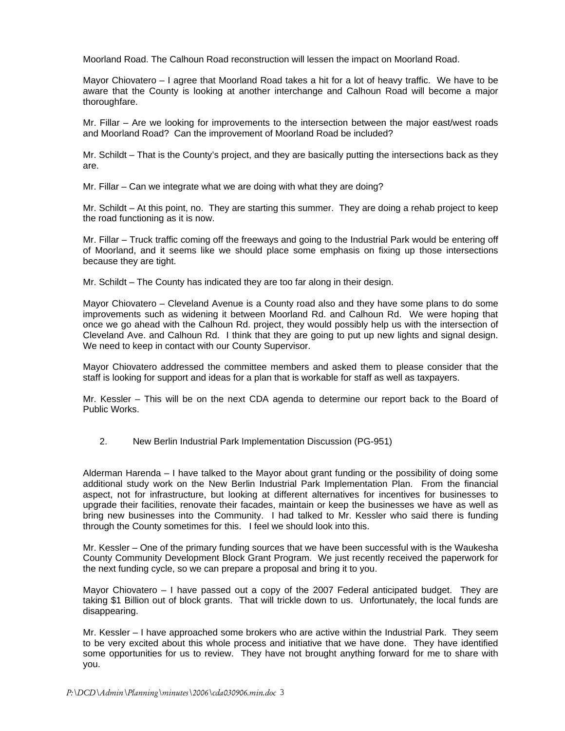Moorland Road. The Calhoun Road reconstruction will lessen the impact on Moorland Road.

Mayor Chiovatero – I agree that Moorland Road takes a hit for a lot of heavy traffic. We have to be aware that the County is looking at another interchange and Calhoun Road will become a major thoroughfare.

Mr. Fillar – Are we looking for improvements to the intersection between the major east/west roads and Moorland Road? Can the improvement of Moorland Road be included?

Mr. Schildt – That is the County's project, and they are basically putting the intersections back as they are.

Mr. Fillar – Can we integrate what we are doing with what they are doing?

Mr. Schildt – At this point, no. They are starting this summer. They are doing a rehab project to keep the road functioning as it is now.

Mr. Fillar – Truck traffic coming off the freeways and going to the Industrial Park would be entering off of Moorland, and it seems like we should place some emphasis on fixing up those intersections because they are tight.

Mr. Schildt – The County has indicated they are too far along in their design.

Mayor Chiovatero – Cleveland Avenue is a County road also and they have some plans to do some improvements such as widening it between Moorland Rd. and Calhoun Rd. We were hoping that once we go ahead with the Calhoun Rd. project, they would possibly help us with the intersection of Cleveland Ave. and Calhoun Rd. I think that they are going to put up new lights and signal design. We need to keep in contact with our County Supervisor.

Mayor Chiovatero addressed the committee members and asked them to please consider that the staff is looking for support and ideas for a plan that is workable for staff as well as taxpayers.

Mr. Kessler – This will be on the next CDA agenda to determine our report back to the Board of Public Works.

2. New Berlin Industrial Park Implementation Discussion (PG-951)

Alderman Harenda – I have talked to the Mayor about grant funding or the possibility of doing some additional study work on the New Berlin Industrial Park Implementation Plan. From the financial aspect, not for infrastructure, but looking at different alternatives for incentives for businesses to upgrade their facilities, renovate their facades, maintain or keep the businesses we have as well as bring new businesses into the Community. I had talked to Mr. Kessler who said there is funding through the County sometimes for this. I feel we should look into this.

Mr. Kessler – One of the primary funding sources that we have been successful with is the Waukesha County Community Development Block Grant Program. We just recently received the paperwork for the next funding cycle, so we can prepare a proposal and bring it to you.

Mayor Chiovatero – I have passed out a copy of the 2007 Federal anticipated budget. They are taking $1 Billion out of block grants. That will trickle down to us. Unfortunately, the local funds are disappearing.

Mr. Kessler – I have approached some brokers who are active within the Industrial Park. They seem to be very excited about this whole process and initiative that we have done. They have identified some opportunities for us to review. They have not brought anything forward for me to share with you.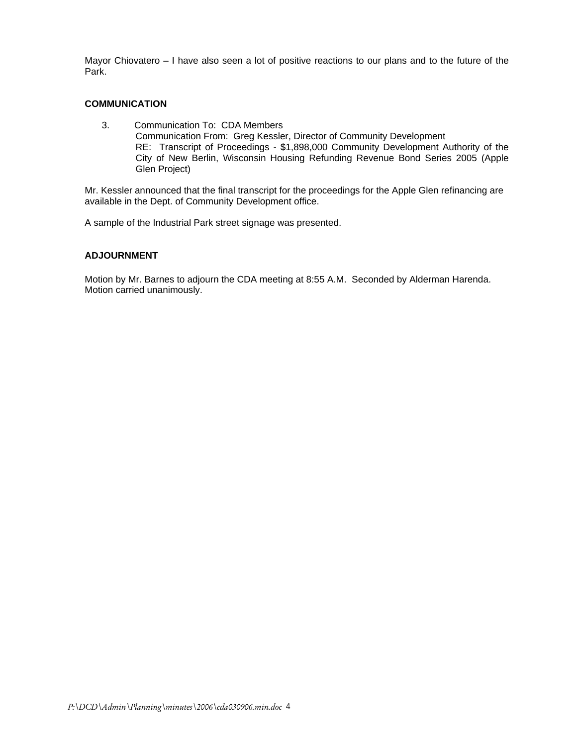Mayor Chiovatero – I have also seen a lot of positive reactions to our plans and to the future of the Park.

**COMMUNICATION**

3. Communication To: CDA Members
   Communication From: Greg Kessler, Director of Community Development
   RE: Transcript of Proceedings - $1,898,000 Community Development Authority of the City of New Berlin, Wisconsin Housing Refunding Revenue Bond Series 2005 (Apple Glen Project)

Mr. Kessler announced that the final transcript for the proceedings for the Apple Glen refinancing are available in the Dept. of Community Development office.

A sample of the Industrial Park street signage was presented.

**ADJOURNMENT**

Motion by Mr. Barnes to adjourn the CDA meeting at 8:55 A.M. Seconded by Alderman Harenda. Motion carried unanimously.